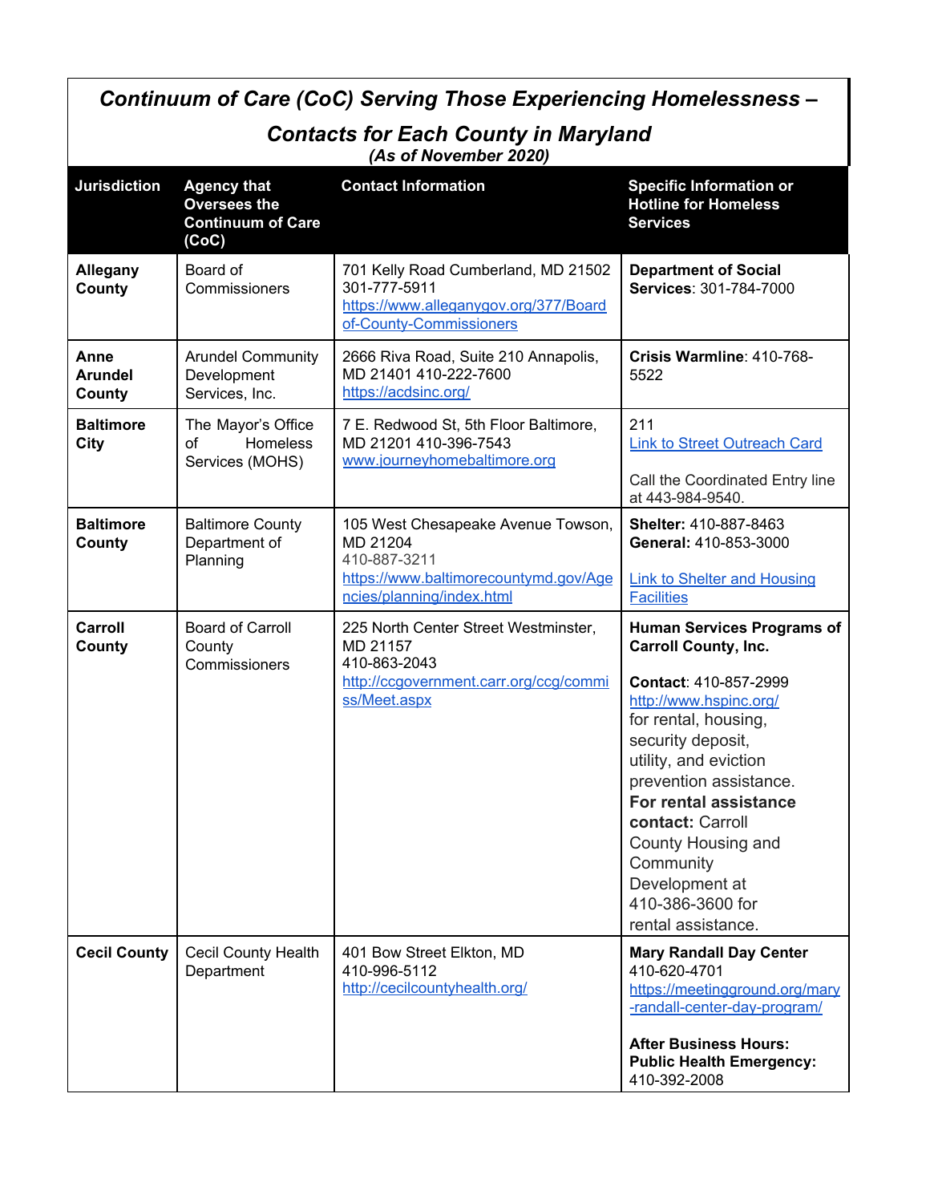# *Continuum of Care (CoC) Serving Those Experiencing Homelessness – Contacts for Each County in Maryland*

***(As of November 2020)***

| Jurisdiction | Agency that Oversees the Continuum of Care (CoC) | Contact Information | Specific Information or Hotline for Homeless Services |
|---|---|---|---|
| **Allegany County** | Board of Commissioners | 701 Kelly Road Cumberland, MD 21502 301-777-5911 https://www.alleganygov.org/377/Board-of-County-Commissioners | **Department of Social Services**: 301-784-7000 |
| **Anne Arundel County** | Arundel Community Development Services, Inc. | 2666 Riva Road, Suite 210 Annapolis, MD 21401 410-222-7600 https://acdsinc.org/ | **Crisis Warmline**: 410-768-5522 |
| **Baltimore City** | The Mayor's Office of Homeless Services (MOHS) | 7 E. Redwood St, 5th Floor Baltimore, MD 21201 410-396-7543 www.journeyhomebaltimore.org | 211<br>Link to Street Outreach Card<br><br>Call the Coordinated Entry line at 443-984-9540. |
| **Baltimore County** | Baltimore County Department of Planning | 105 West Chesapeake Avenue Towson, MD 21204<br>410-887-3211<br>https://www.baltimorecountymd.gov/Agencies/planning/index.html | **Shelter:** 410-887-8463<br>**General:** 410-853-3000<br><br>Link to Shelter and Housing Facilities |
| **Carroll County** | Board of Carroll County Commissioners | 225 North Center Street Westminster, MD 21157<br>410-863-2043<br>http://ccgovernment.carr.org/ccg/commiss/Meet.aspx | **Human Services Programs of Carroll County, Inc.**<br><br>**Contact**: 410-857-2999<br>http://www.hspinc.org/<br>for rental, housing, security deposit, utility, and eviction prevention assistance.<br>**For rental assistance contact:** Carroll County Housing and Community Development at 410-386-3600 for rental assistance. |
| **Cecil County** | Cecil County Health Department | 401 Bow Street Elkton, MD<br>410-996-5112<br>http://cecilcountyhealth.org/ | **Mary Randall Day Center**<br>410-620-4701<br>https://meetingground.org/mary-randall-center-day-program/<br><br>**After Business Hours: Public Health Emergency:** 410-392-2008 |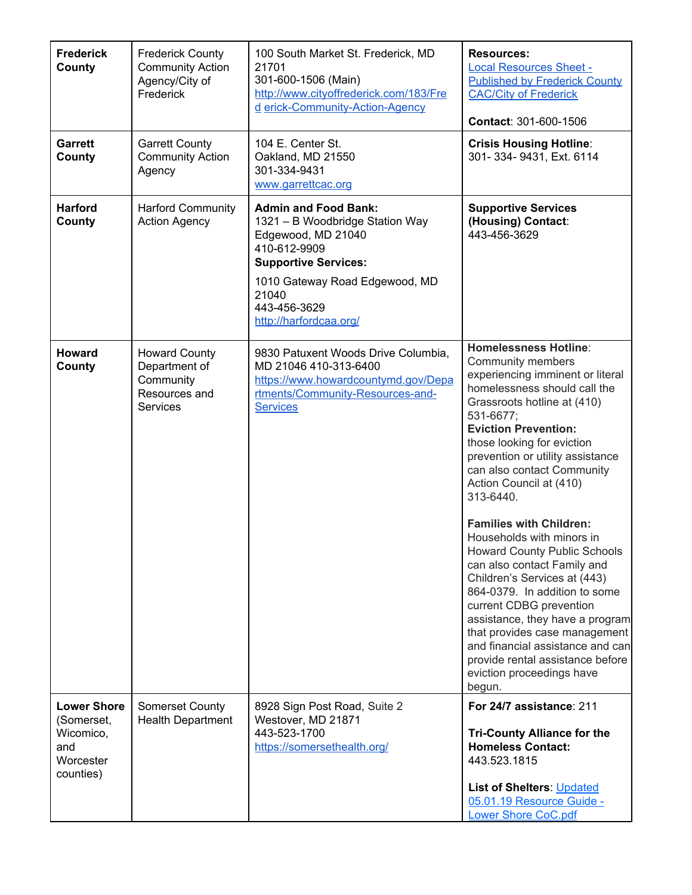| **Frederick County** | Frederick County Community Action Agency/City of Frederick | 100 South Market St. Frederick, MD 21701<br>301-600-1506 (Main)<br>http://www.cityoffrederick.com/183/Fred erick-Community-Action-Agency | **Resources:** Local Resources Sheet - Published by Frederick County CAC/City of Frederick<br><br>**Contact**: 301-600-1506 |
|---|---|---|---|
| **Garrett County** | Garrett County Community Action Agency | 104 E. Center St.<br>Oakland, MD 21550<br>301-334-9431<br>www.garrettcac.org | **Crisis Housing Hotline**: 301- 334- 9431, Ext. 6114 |
| **Harford County** | Harford Community Action Agency | **Admin and Food Bank:**<br>1321 – B Woodbridge Station Way Edgewood, MD 21040<br>410-612-9909<br>**Supportive Services:**<br>1010 Gateway Road Edgewood, MD 21040<br>443-456-3629<br>http://harfordcaa.org/ | **Supportive Services (Housing) Contact**: 443-456-3629 |
| **Howard County** | Howard County Department of Community Resources and Services | 9830 Patuxent Woods Drive Columbia, MD 21046 410-313-6400<br>https://www.howardcountymd.gov/Departments/Community-Resources-and-Services | **Homelessness Hotline**: Community members experiencing imminent or literal homelessness should call the Grassroots hotline at (410) 531-6677;<br>**Eviction Prevention:** those looking for eviction prevention or utility assistance can also contact Community Action Council at (410) 313-6440.<br><br>**Families with Children:** Households with minors in Howard County Public Schools can also contact Family and Children's Services at (443) 864-0379. In addition to some current CDBG prevention assistance, they have a program that provides case management and financial assistance and can provide rental assistance before eviction proceedings have begun. |
| **Lower Shore** (Somerset, Wicomico, and Worcester counties) | Somerset County Health Department | 8928 Sign Post Road, Suite 2<br>Westover, MD 21871<br>443-523-1700<br>https://somersethealth.org/ | **For 24/7 assistance**: 211<br><br>**Tri-County Alliance for the Homeless Contact:** 443.523.1815<br><br>**List of Shelters**: Updated 05.01.19 Resource Guide - Lower Shore CoC.pdf |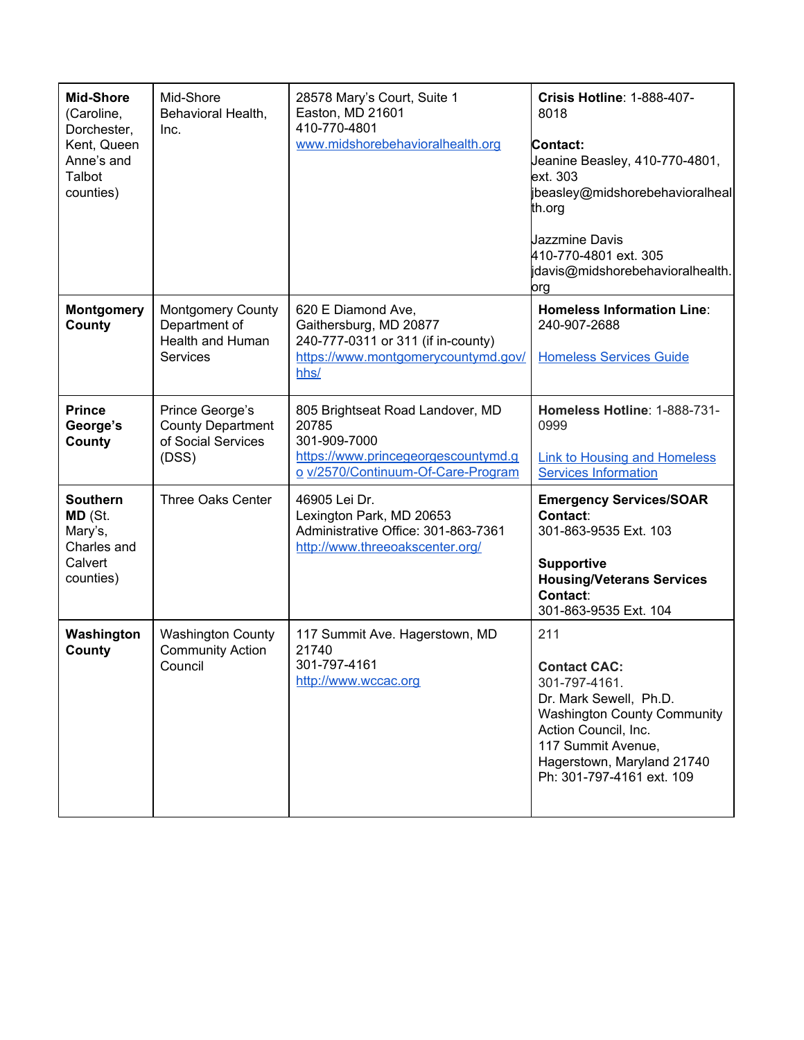| | | | |
|---|---|---|---|
| **Mid-Shore** (Caroline, Dorchester, Kent, Queen Anne's and Talbot counties) | Mid-Shore Behavioral Health, Inc. | 28578 Mary's Court, Suite 1<br>Easton, MD 21601<br>410-770-4801<br>www.midshorebehavioralhealth.org | **Crisis Hotline**: 1-888-407-8018<br><br>**Contact:**<br>Jeanine Beasley, 410-770-4801, ext. 303<br>jbeasley@midshorebehavioralhealth.org<br><br>Jazzmine Davis<br>410-770-4801 ext. 305<br>jdavis@midshorebehavioralhealth.org |
| **Montgomery County** | Montgomery County Department of Health and Human Services | 620 E Diamond Ave,<br>Gaithersburg, MD 20877<br>240-777-0311 or 311 (if in-county)<br>https://www.montgomerycountymd.gov/hhs/ | **Homeless Information Line**: 240-907-2688<br><br>Homeless Services Guide |
| **Prince George's County** | Prince George's County Department of Social Services (DSS) | 805 Brightseat Road Landover, MD 20785<br>301-909-7000<br>https://www.princegeorgescountymd.go v/2570/Continuum-Of-Care-Program | **Homeless Hotline**: 1-888-731-0999<br><br>Link to Housing and Homeless Services Information |
| **Southern MD** (St. Mary's, Charles and Calvert counties) | Three Oaks Center | 46905 Lei Dr.<br>Lexington Park, MD 20653<br>Administrative Office: 301-863-7361<br>http://www.threeoakscenter.org/ | **Emergency Services/SOAR Contact**:<br>301-863-9535 Ext. 103<br><br>**Supportive Housing/Veterans Services Contact**:<br>301-863-9535 Ext. 104 |
| **Washington County** | Washington County Community Action Council | 117 Summit Ave. Hagerstown, MD 21740<br>301-797-4161<br>http://www.wccac.org | 211<br><br>**Contact CAC:**<br>301-797-4161.<br>Dr. Mark Sewell, Ph.D.<br>Washington County Community Action Council, Inc.<br>117 Summit Avenue,<br>Hagerstown, Maryland 21740<br>Ph: 301-797-4161 ext. 109 |